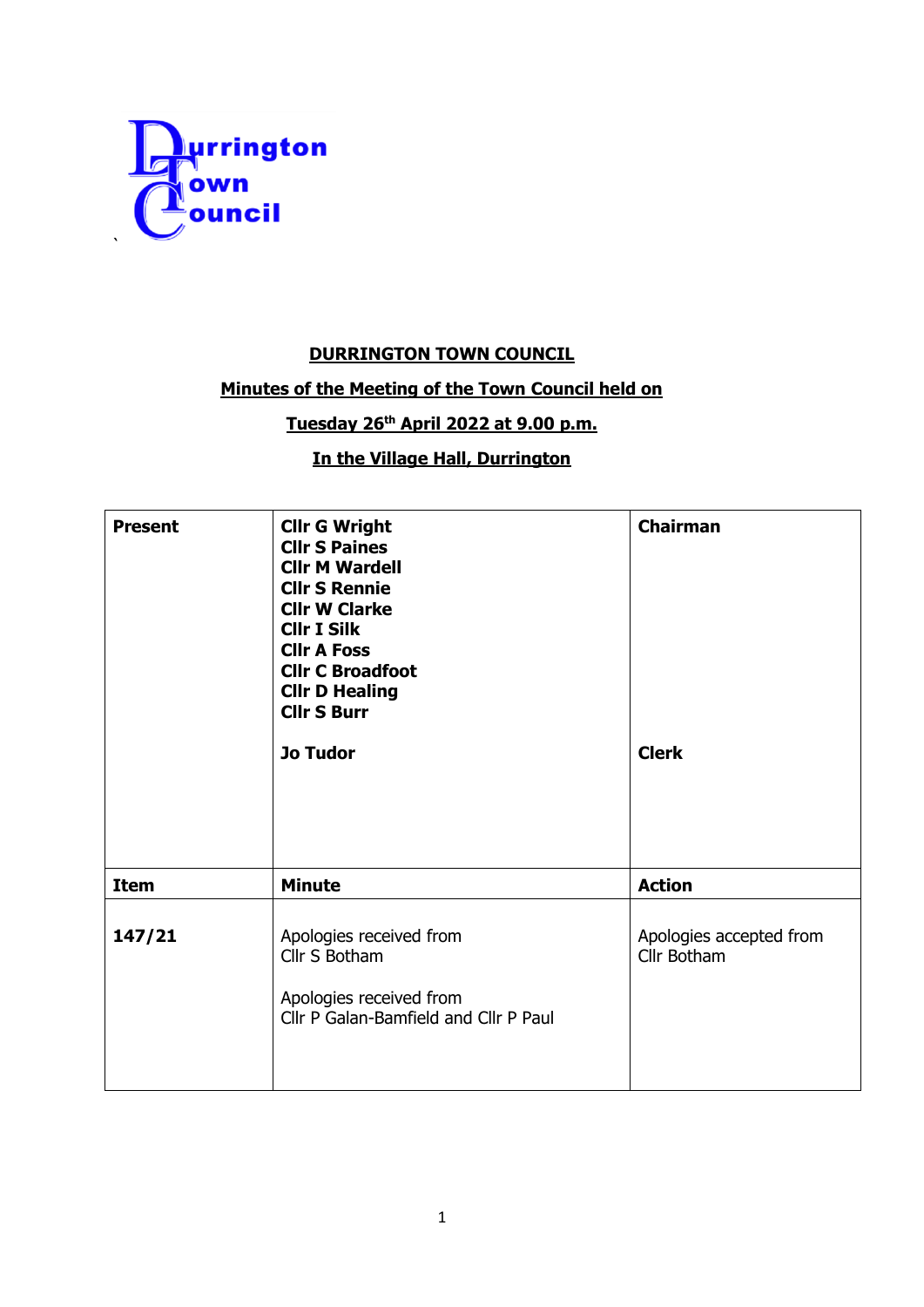Durrington Town Council

**DURRINGTON TOWN COUNCIL**

**Minutes of the Meeting of the Town Council held on**

**Tuesday 26th April 2022 at 9.00 p.m.**

**In the Village Hall, Durrington**

| **Present** | **Cllr G Wright**<br>**Cllr S Paines**<br>**Cllr M Wardell**<br>**Cllr S Rennie**<br>**Cllr W Clarke**<br>**Cllr I Silk**<br>**Cllr A Foss**<br>**Cllr C Broadfoot**<br>**Cllr D Healing**<br>**Cllr S Burr**<br><br>**Jo Tudor** | **Chairman**<br><br><br><br><br><br><br><br><br><br><br>**Clerk** |
|---|---|---|
| **Item** | **Minute** | **Action** |
| **147/21** | Apologies received from<br>Cllr S Botham<br><br>Apologies received from<br>Cllr P Galan-Bamfield and Cllr P Paul | Apologies accepted from<br>Cllr Botham |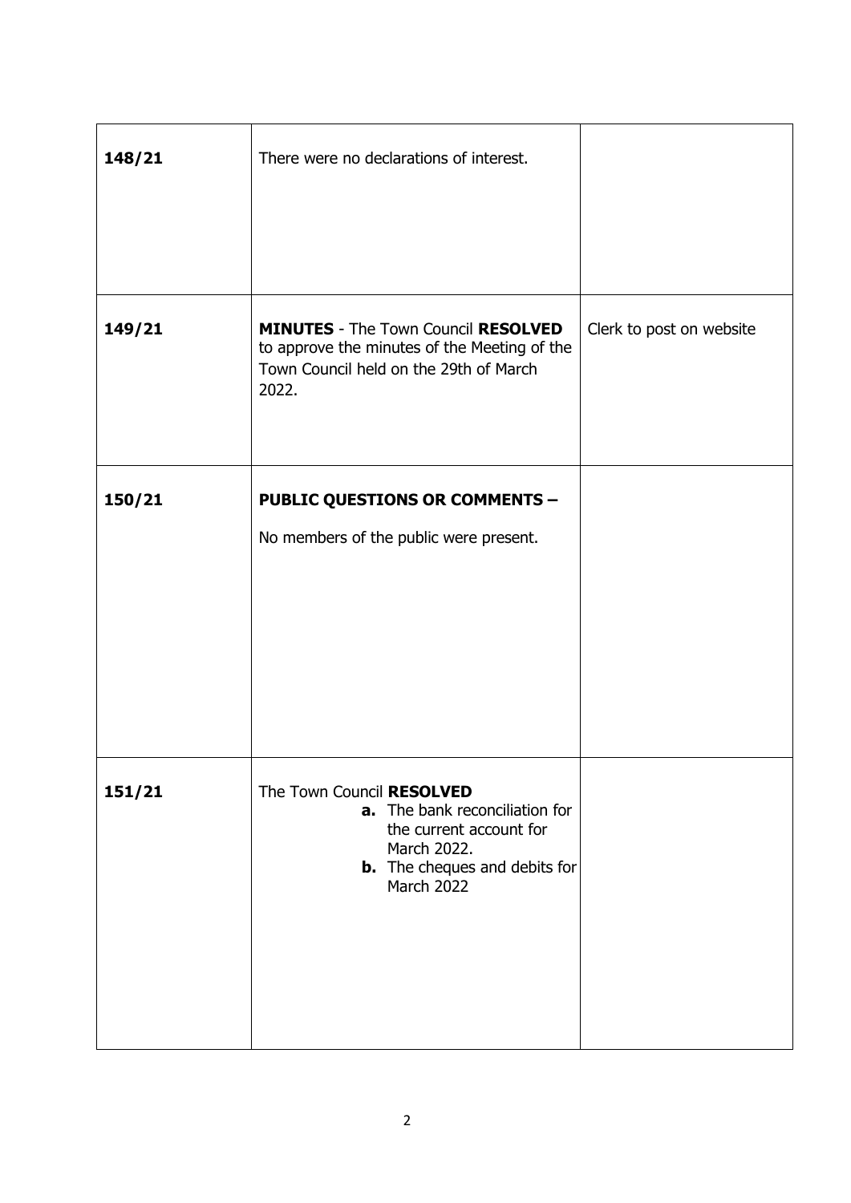| | | |
|---|---|---|
| **148/21** | There were no declarations of interest. | |
| **149/21** | **MINUTES** - The Town Council **RESOLVED** to approve the minutes of the Meeting of the Town Council held on the 29th of March 2022. | Clerk to post on website |
| **150/21** | **PUBLIC QUESTIONS OR COMMENTS –**<br><br>No members of the public were present. | |
| **151/21** | The Town Council **RESOLVED**<br>**a.** The bank reconciliation for the current account for March 2022.<br>**b.** The cheques and debits for March 2022 | |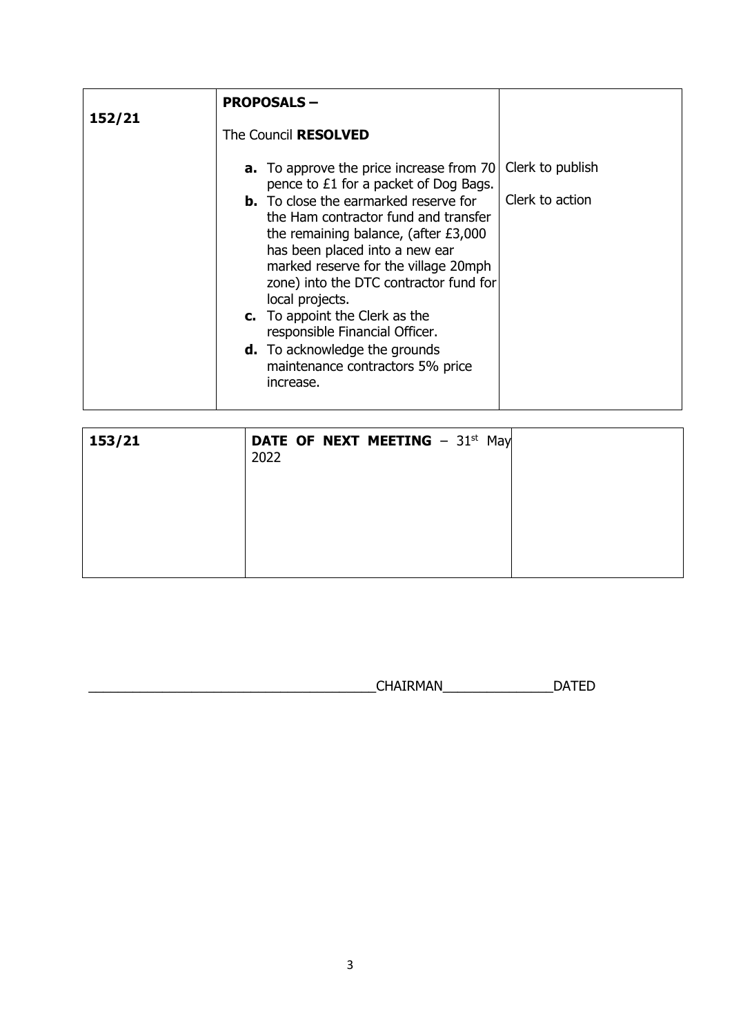| | | |
|---|---|---|
| **152/21** | **PROPOSALS –**<br><br>The Council **RESOLVED**<br><br>**a.** To approve the price increase from 70 pence to £1 for a packet of Dog Bags.<br>**b.** To close the earmarked reserve for the Ham contractor fund and transfer the remaining balance, (after £3,000 has been placed into a new ear marked reserve for the village 20mph zone) into the DTC contractor fund for local projects.<br>**c.** To appoint the Clerk as the responsible Financial Officer.<br>**d.** To acknowledge the grounds maintenance contractors 5% price increase. | Clerk to publish<br><br>Clerk to action |

| | | |
|---|---|---|
| **153/21** | **DATE OF NEXT MEETING** – 31st May 2022 | |

_______________________________________CHAIRMAN_______________DATED